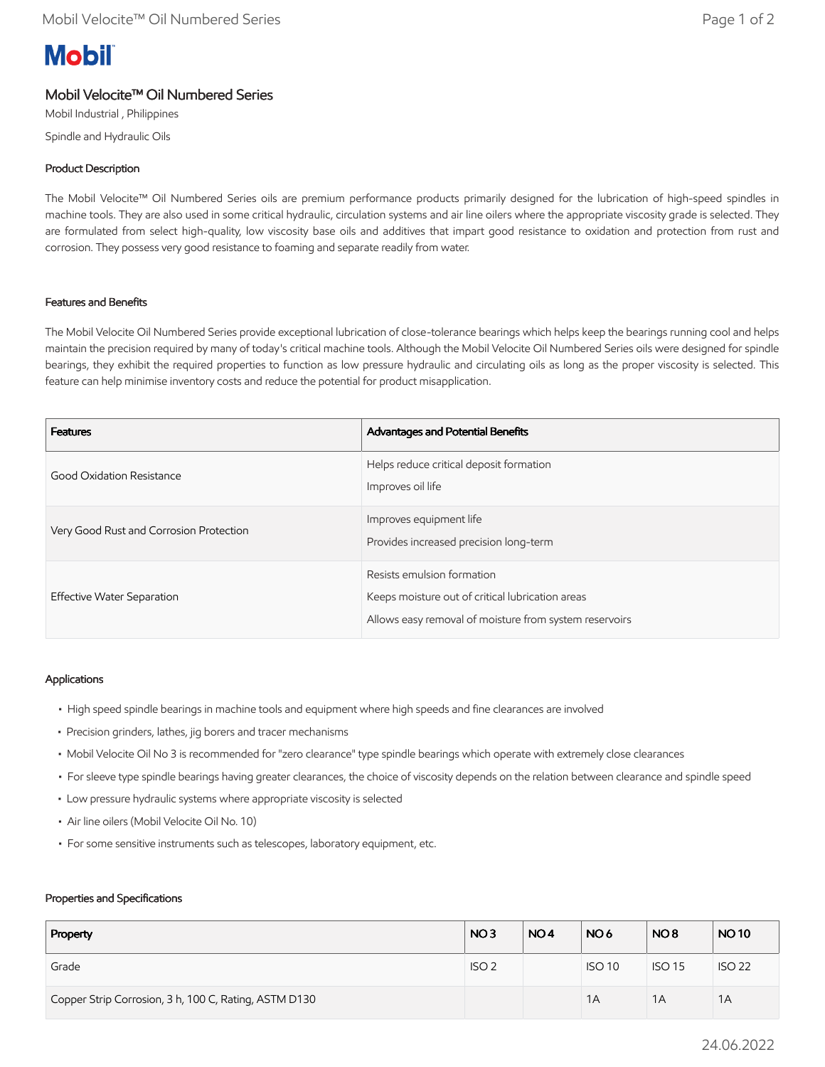# Mobil Velocite™ Oil Numbered Series

Mobil Industrial , Philippines

Spindle and Hydraulic Oils

## Product Description

The Mobil Velocite™ Oil Numbered Series oils are premium performance products primarily designed for the lubrication of high-speed spindles in machine tools. They are also used in some critical hydraulic, circulation systems and air line oilers where the appropriate viscosity grade is selected. They are formulated from select high-quality, low viscosity base oils and additives that impart good resistance to oxidation and protection from rust and corrosion. They possess very good resistance to foaming and separate readily from water.

## Features and Benefits

The Mobil Velocite Oil Numbered Series provide exceptional lubrication of close-tolerance bearings which helps keep the bearings running cool and helps maintain the precision required by many of today's critical machine tools. Although the Mobil Velocite Oil Numbered Series oils were designed for spindle bearings, they exhibit the required properties to function as low pressure hydraulic and circulating oils as long as the proper viscosity is selected. This feature can help minimise inventory costs and reduce the potential for product misapplication.

| Features | Advantages and Potential Benefits |
| --- | --- |
| Good Oxidation Resistance | Helps reduce critical deposit formation<br>Improves oil life |
| Very Good Rust and Corrosion Protection | Improves equipment life<br>Provides increased precision long-term |
| Effective Water Separation | Resists emulsion formation<br>Keeps moisture out of critical lubrication areas<br>Allows easy removal of moisture from system reservoirs |

## Applications

- High speed spindle bearings in machine tools and equipment where high speeds and fine clearances are involved
- Precision grinders, lathes, jig borers and tracer mechanisms
- Mobil Velocite Oil No 3 is recommended for "zero clearance" type spindle bearings which operate with extremely close clearances
- For sleeve type spindle bearings having greater clearances, the choice of viscosity depends on the relation between clearance and spindle speed
- Low pressure hydraulic systems where appropriate viscosity is selected
- Air line oilers (Mobil Velocite Oil No. 10)
- For some sensitive instruments such as telescopes, laboratory equipment, etc.

## Properties and Specifications

| Property | NO 3 | NO 4 | NO 6 | NO 8 | NO 10 |
| --- | --- | --- | --- | --- | --- |
| Grade | ISO 2 | | ISO 10 | ISO 15 | ISO 22 |
| Copper Strip Corrosion, 3 h, 100 C, Rating, ASTM D130 | | | 1A | 1A | 1A |

24.06.2022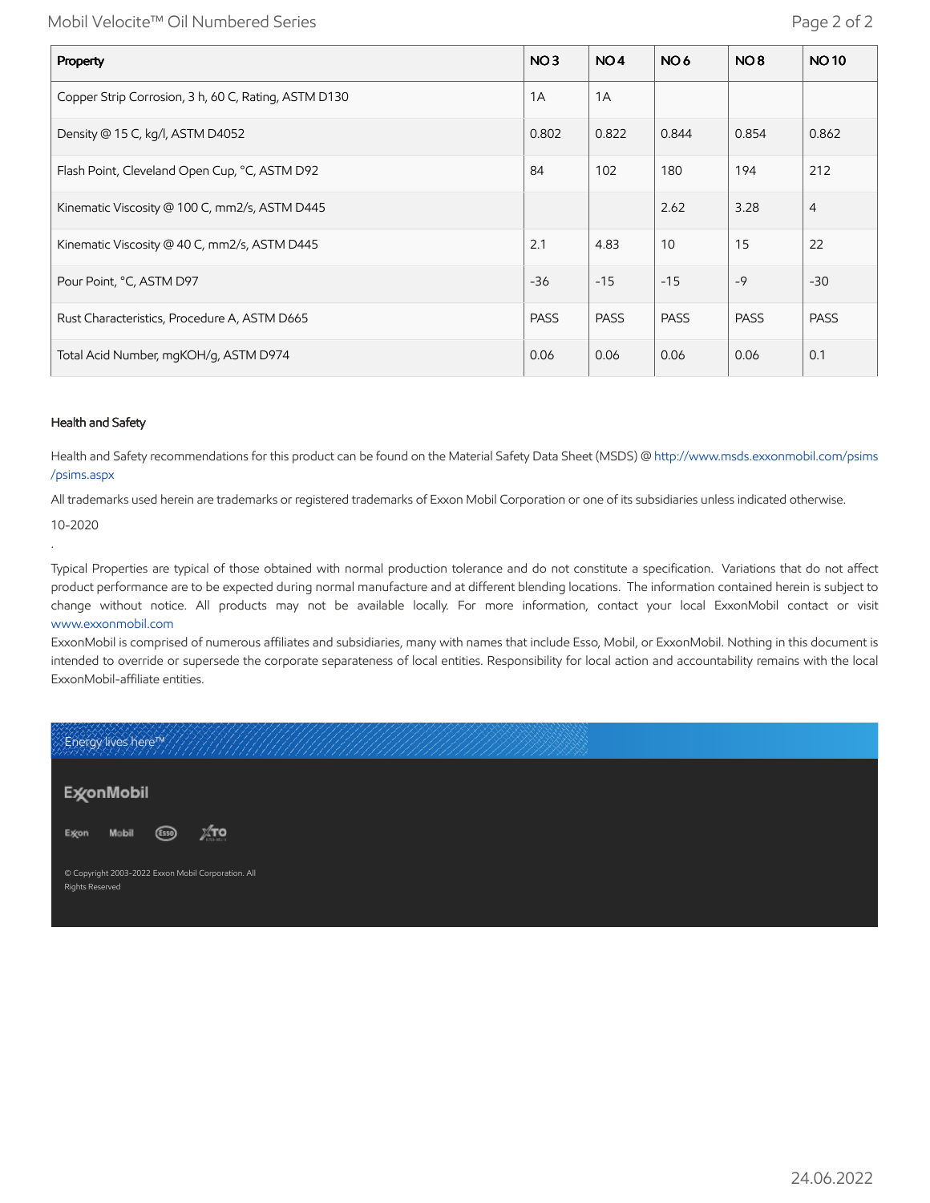| Property | NO 3 | NO 4 | NO 6 | NO 8 | NO 10 |
|---|---|---|---|---|---|
| Copper Strip Corrosion, 3 h, 60 C, Rating, ASTM D130 | 1A | 1A | | | |
| Density @ 15 C, kg/l, ASTM D4052 | 0.802 | 0.822 | 0.844 | 0.854 | 0.862 |
| Flash Point, Cleveland Open Cup, °C, ASTM D92 | 84 | 102 | 180 | 194 | 212 |
| Kinematic Viscosity @ 100 C, mm2/s, ASTM D445 | | | 2.62 | 3.28 | 4 |
| Kinematic Viscosity @ 40 C, mm2/s, ASTM D445 | 2.1 | 4.83 | 10 | 15 | 22 |
| Pour Point, °C, ASTM D97 | -36 | -15 | -15 | -9 | -30 |
| Rust Characteristics, Procedure A, ASTM D665 | PASS | PASS | PASS | PASS | PASS |
| Total Acid Number, mgKOH/g, ASTM D974 | 0.06 | 0.06 | 0.06 | 0.06 | 0.1 |

#### Health and Safety

Health and Safety recommendations for this product can be found on the Material Safety Data Sheet (MSDS) @ http://www.msds.exxonmobil.com/psims/psims.aspx

All trademarks used herein are trademarks or registered trademarks of Exxon Mobil Corporation or one of its subsidiaries unless indicated otherwise.

10-2020

.

Typical Properties are typical of those obtained with normal production tolerance and do not constitute a specification. Variations that do not affect product performance are to be expected during normal manufacture and at different blending locations. The information contained herein is subject to change without notice. All products may not be available locally. For more information, contact your local ExxonMobil contact or visit www.exxonmobil.com

ExxonMobil is comprised of numerous affiliates and subsidiaries, many with names that include Esso, Mobil, or ExxonMobil. Nothing in this document is intended to override or supersede the corporate separateness of local entities. Responsibility for local action and accountability remains with the local ExxonMobil-affiliate entities.

Energy lives here™

ExxonMobil

Exxon Mobil Esso XTO

© Copyright 2003-2022 Exxon Mobil Corporation. All Rights Reserved

24.06.2022